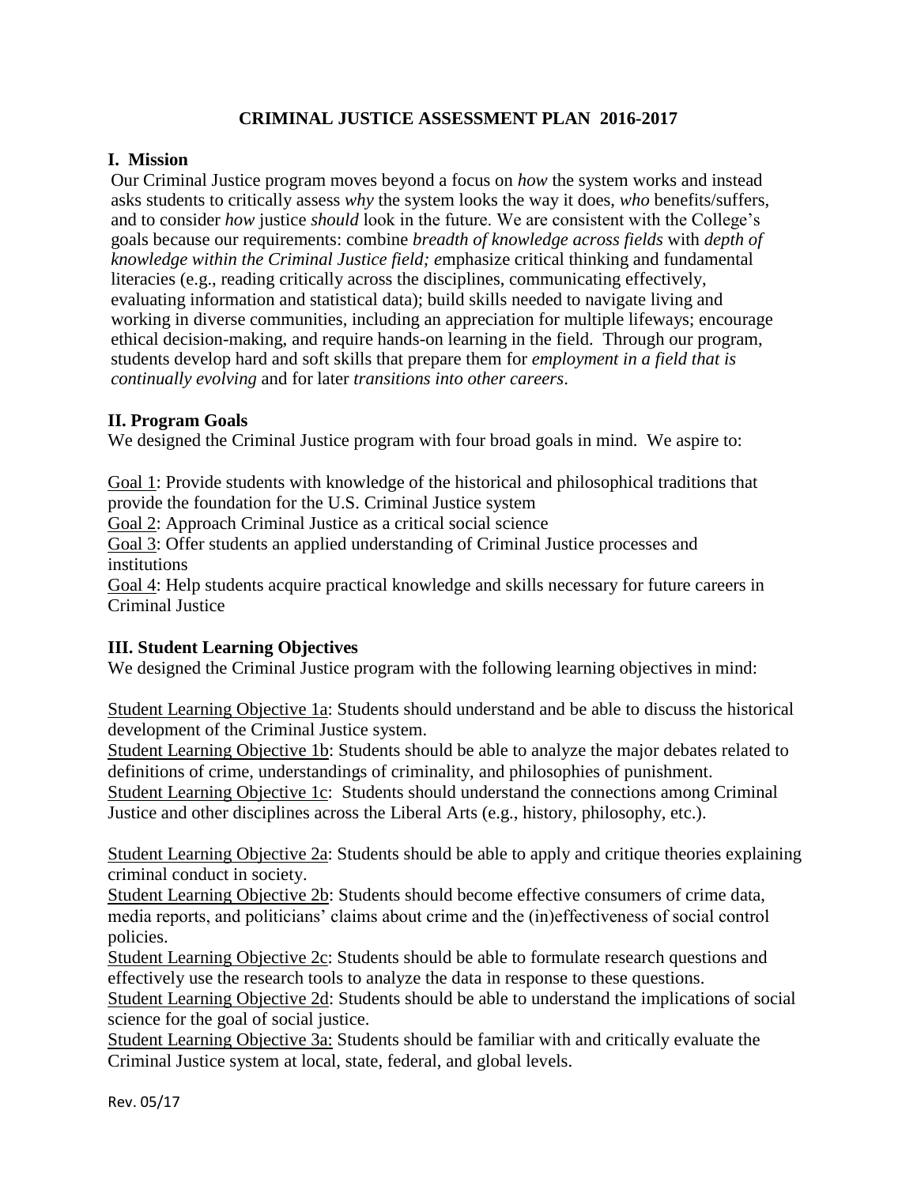# CRIMINAL JUSTICE ASSESSMENT PLAN 2016-2017

## I. Mission

Our Criminal Justice program moves beyond a focus on *how* the system works and instead asks students to critically assess *why* the system looks the way it does, *who* benefits/suffers, and to consider *how* justice *should* look in the future. We are consistent with the College's goals because our requirements: combine *breadth of knowledge across fields* with *depth of knowledge within the Criminal Justice field; e*mphasize critical thinking and fundamental literacies (e.g., reading critically across the disciplines, communicating effectively, evaluating information and statistical data); build skills needed to navigate living and working in diverse communities, including an appreciation for multiple lifeways; encourage ethical decision-making, and require hands-on learning in the field. Through our program, students develop hard and soft skills that prepare them for *employment in a field that is continually evolving* and for later *transitions into other careers*.

## II. Program Goals

We designed the Criminal Justice program with four broad goals in mind. We aspire to:

Goal 1: Provide students with knowledge of the historical and philosophical traditions that provide the foundation for the U.S. Criminal Justice system

Goal 2: Approach Criminal Justice as a critical social science

Goal 3: Offer students an applied understanding of Criminal Justice processes and institutions

Goal 4: Help students acquire practical knowledge and skills necessary for future careers in Criminal Justice

## III. Student Learning Objectives

We designed the Criminal Justice program with the following learning objectives in mind:

Student Learning Objective 1a: Students should understand and be able to discuss the historical development of the Criminal Justice system.

Student Learning Objective 1b: Students should be able to analyze the major debates related to definitions of crime, understandings of criminality, and philosophies of punishment.

Student Learning Objective 1c: Students should understand the connections among Criminal Justice and other disciplines across the Liberal Arts (e.g., history, philosophy, etc.).

Student Learning Objective 2a: Students should be able to apply and critique theories explaining criminal conduct in society.

Student Learning Objective 2b: Students should become effective consumers of crime data, media reports, and politicians' claims about crime and the (in)effectiveness of social control policies.

Student Learning Objective 2c: Students should be able to formulate research questions and effectively use the research tools to analyze the data in response to these questions.

Student Learning Objective 2d: Students should be able to understand the implications of social science for the goal of social justice.

Student Learning Objective 3a: Students should be familiar with and critically evaluate the Criminal Justice system at local, state, federal, and global levels.

Rev. 05/17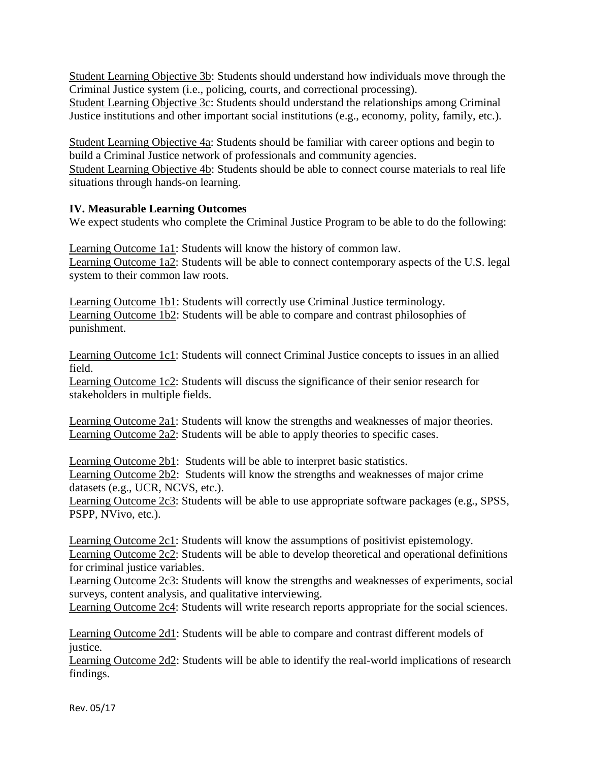Student Learning Objective 3b: Students should understand how individuals move through the Criminal Justice system (i.e., policing, courts, and correctional processing).
Student Learning Objective 3c: Students should understand the relationships among Criminal Justice institutions and other important social institutions (e.g., economy, polity, family, etc.).

Student Learning Objective 4a: Students should be familiar with career options and begin to build a Criminal Justice network of professionals and community agencies.
Student Learning Objective 4b: Students should be able to connect course materials to real life situations through hands-on learning.

**IV. Measurable Learning Outcomes**

We expect students who complete the Criminal Justice Program to be able to do the following:

Learning Outcome 1a1: Students will know the history of common law.
Learning Outcome 1a2: Students will be able to connect contemporary aspects of the U.S. legal system to their common law roots.

Learning Outcome 1b1: Students will correctly use Criminal Justice terminology.
Learning Outcome 1b2: Students will be able to compare and contrast philosophies of punishment.

Learning Outcome 1c1: Students will connect Criminal Justice concepts to issues in an allied field.
Learning Outcome 1c2: Students will discuss the significance of their senior research for stakeholders in multiple fields.

Learning Outcome 2a1: Students will know the strengths and weaknesses of major theories.
Learning Outcome 2a2: Students will be able to apply theories to specific cases.

Learning Outcome 2b1: Students will be able to interpret basic statistics.
Learning Outcome 2b2: Students will know the strengths and weaknesses of major crime datasets (e.g., UCR, NCVS, etc.).
Learning Outcome 2c3: Students will be able to use appropriate software packages (e.g., SPSS, PSPP, NVivo, etc.).

Learning Outcome 2c1: Students will know the assumptions of positivist epistemology.
Learning Outcome 2c2: Students will be able to develop theoretical and operational definitions for criminal justice variables.
Learning Outcome 2c3: Students will know the strengths and weaknesses of experiments, social surveys, content analysis, and qualitative interviewing.
Learning Outcome 2c4: Students will write research reports appropriate for the social sciences.

Learning Outcome 2d1: Students will be able to compare and contrast different models of justice.
Learning Outcome 2d2: Students will be able to identify the real-world implications of research findings.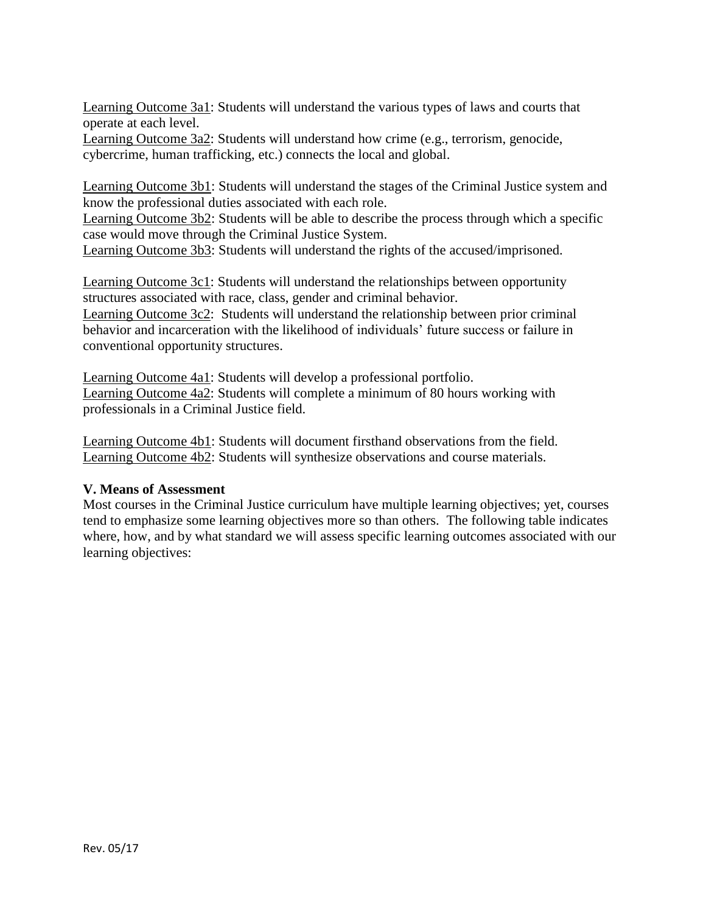<u>Learning Outcome 3a1</u>: Students will understand the various types of laws and courts that operate at each level.
<u>Learning Outcome 3a2</u>: Students will understand how crime (e.g., terrorism, genocide, cybercrime, human trafficking, etc.) connects the local and global.

<u>Learning Outcome 3b1</u>: Students will understand the stages of the Criminal Justice system and know the professional duties associated with each role.
<u>Learning Outcome 3b2</u>: Students will be able to describe the process through which a specific case would move through the Criminal Justice System.
<u>Learning Outcome 3b3</u>: Students will understand the rights of the accused/imprisoned.

<u>Learning Outcome 3c1</u>: Students will understand the relationships between opportunity structures associated with race, class, gender and criminal behavior.
<u>Learning Outcome 3c2</u>: Students will understand the relationship between prior criminal behavior and incarceration with the likelihood of individuals' future success or failure in conventional opportunity structures.

<u>Learning Outcome 4a1</u>: Students will develop a professional portfolio.
<u>Learning Outcome 4a2</u>: Students will complete a minimum of 80 hours working with professionals in a Criminal Justice field.

<u>Learning Outcome 4b1</u>: Students will document firsthand observations from the field.
<u>Learning Outcome 4b2</u>: Students will synthesize observations and course materials.

**V. Means of Assessment**

Most courses in the Criminal Justice curriculum have multiple learning objectives; yet, courses tend to emphasize some learning objectives more so than others. The following table indicates where, how, and by what standard we will assess specific learning outcomes associated with our learning objectives: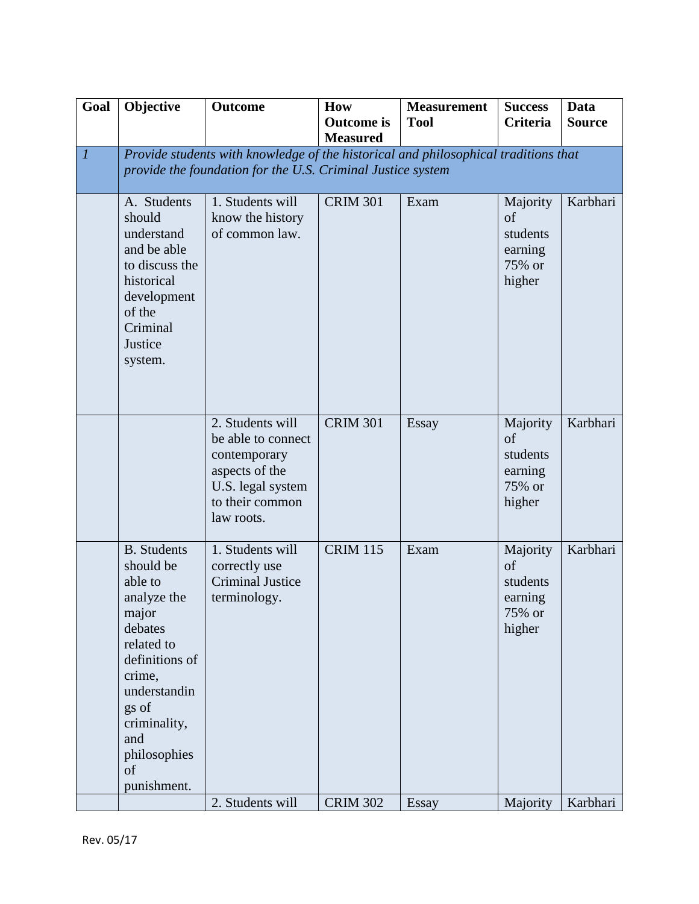| Goal | Objective | Outcome | How Outcome is Measured | Measurement Tool | Success Criteria | Data Source |
|---|---|---|---|---|---|---|
| *1* | *Provide students with knowledge of the historical and philosophical traditions that provide the foundation for the U.S. Criminal Justice system* | | | | | |
| | A. Students should understand and be able to discuss the historical development of the Criminal Justice system. | 1. Students will know the history of common law. | CRIM 301 | Exam | Majority of students earning 75% or higher | Karbhari |
| | | 2. Students will be able to connect contemporary aspects of the U.S. legal system to their common law roots. | CRIM 301 | Essay | Majority of students earning 75% or higher | Karbhari |
| | B. Students should be able to analyze the major debates related to definitions of crime, understandings of criminality, and philosophies of punishment. | 1. Students will correctly use Criminal Justice terminology. | CRIM 115 | Exam | Majority of students earning 75% or higher | Karbhari |
| | | 2. Students will | CRIM 302 | Essay | Majority | Karbhari |

Rev. 05/17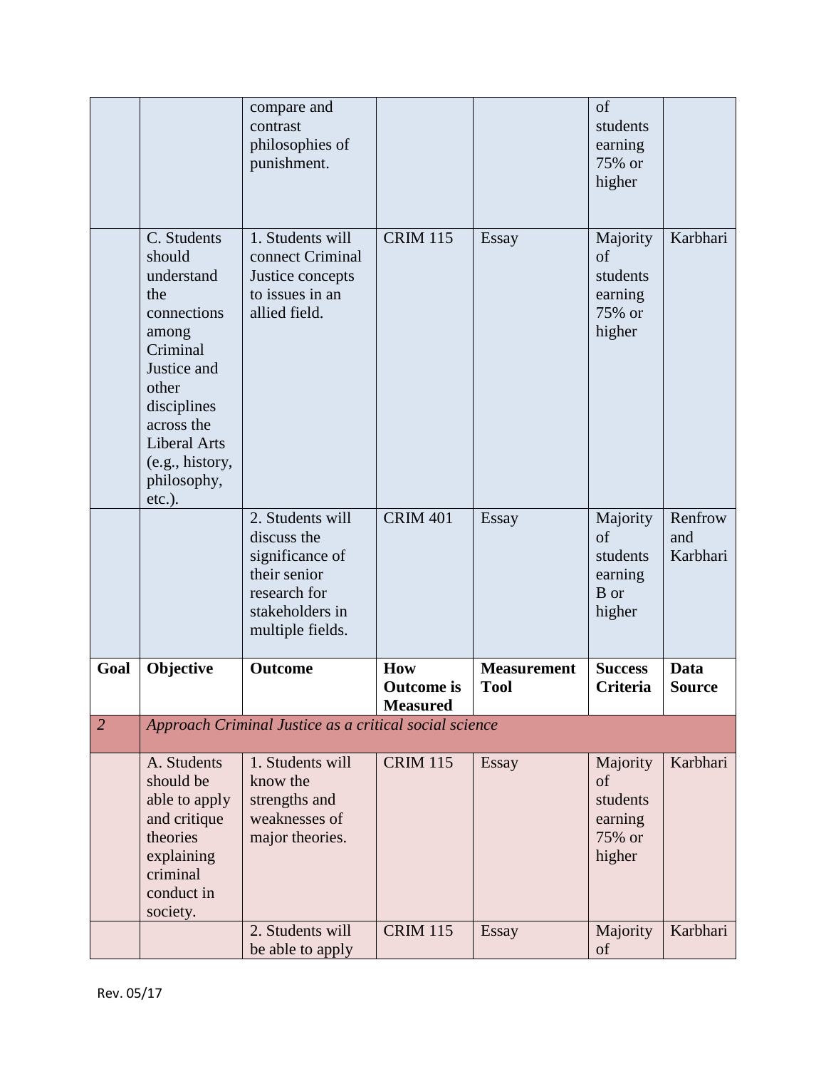| | | compare and contrast philosophies of punishment. | | | of students earning 75% or higher | |
|---|---|---|---|---|---|---|
| | C. Students should understand the connections among Criminal Justice and other disciplines across the Liberal Arts (e.g., history, philosophy, etc.). | 1. Students will connect Criminal Justice concepts to issues in an allied field. | CRIM 115 | Essay | Majority of students earning 75% or higher | Karbhari |
| | | 2. Students will discuss the significance of their senior research for stakeholders in multiple fields. | CRIM 401 | Essay | Majority of students earning B or higher | Renfrow and Karbhari |
| **Goal** | **Objective** | **Outcome** | **How Outcome is Measured** | **Measurement Tool** | **Success Criteria** | **Data Source** |
| *2* | *Approach Criminal Justice as a critical social science* | | | | | |
| | A. Students should be able to apply and critique theories explaining criminal conduct in society. | 1. Students will know the strengths and weaknesses of major theories. | CRIM 115 | Essay | Majority of students earning 75% or higher | Karbhari |
| | | 2. Students will be able to apply | CRIM 115 | Essay | Majority of | Karbhari |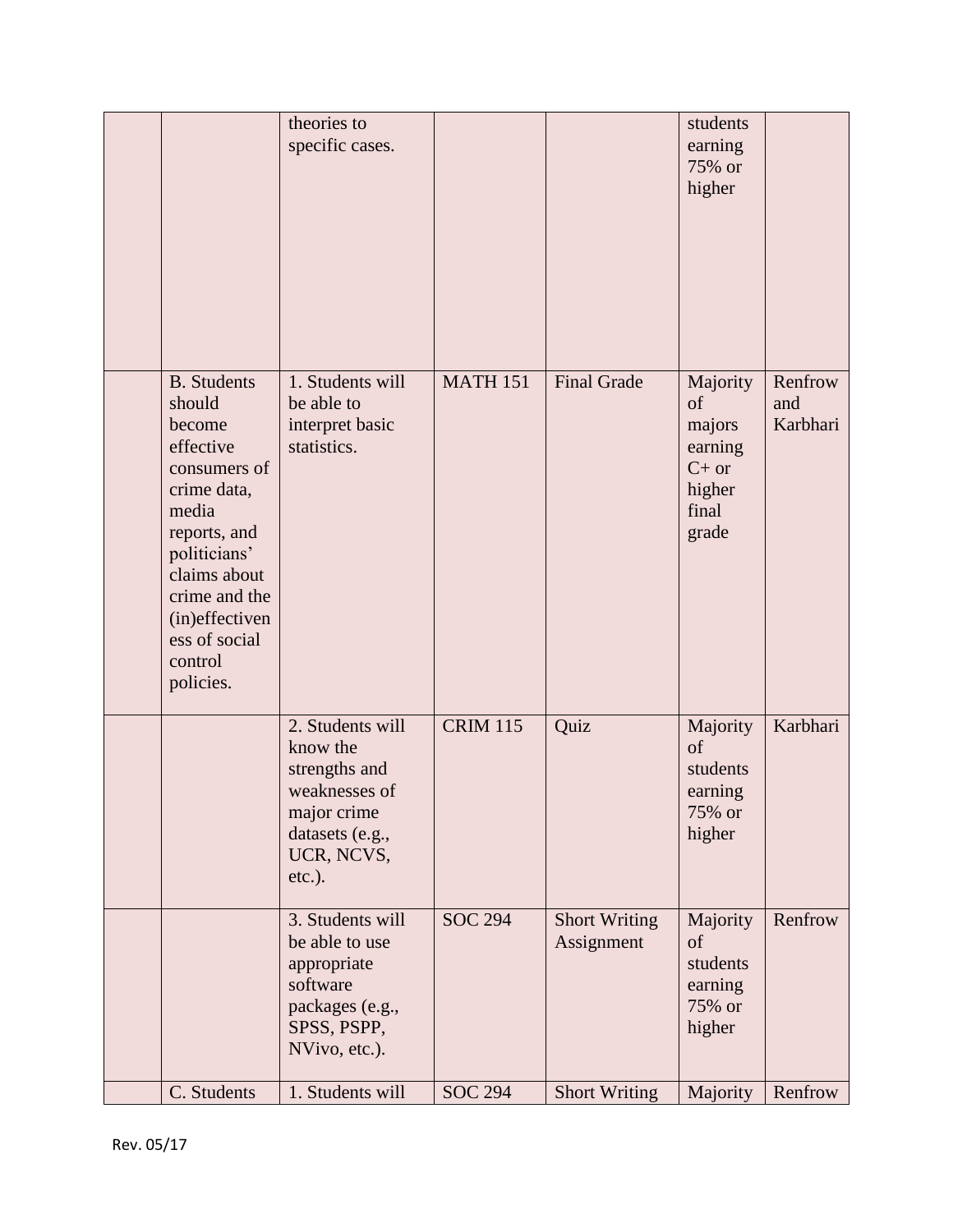| | | | | | | |
|---|---|---|---|---|---|---|
| | | theories to specific cases. | | | students earning 75% or higher | |
| | B. Students should become effective consumers of crime data, media reports, and politicians' claims about crime and the (in)effectiveness of social control policies. | 1. Students will be able to interpret basic statistics. | MATH 151 | Final Grade | Majority of majors earning C+ or higher final grade | Renfrow and Karbhari |
| | | 2. Students will know the strengths and weaknesses of major crime datasets (e.g., UCR, NCVS, etc.). | CRIM 115 | Quiz | Majority of students earning 75% or higher | Karbhari |
| | | 3. Students will be able to use appropriate software packages (e.g., SPSS, PSPP, NVivo, etc.). | SOC 294 | Short Writing Assignment | Majority of students earning 75% or higher | Renfrow |
| | C. Students | 1. Students will | SOC 294 | Short Writing | Majority | Renfrow |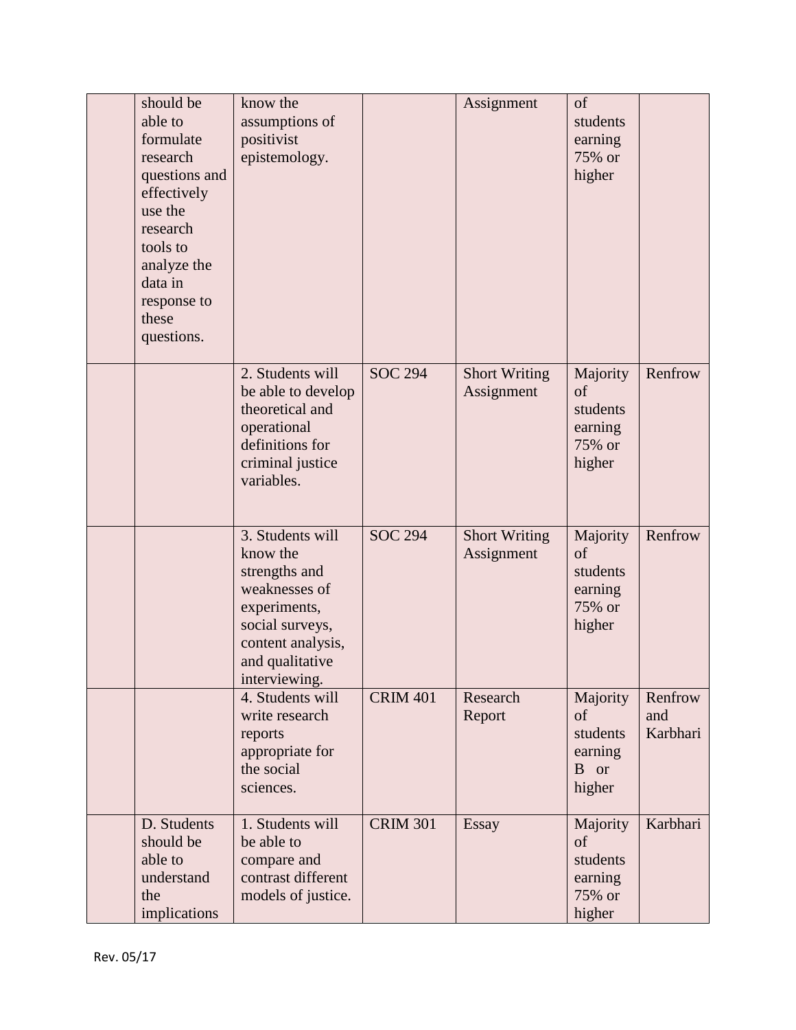| | | | | | | |
|---|---|---|---|---|---|---|
| | should be able to formulate research questions and effectively use the research tools to analyze the data in response to these questions. | know the assumptions of positivist epistemology. | | Assignment | of students earning 75% or higher | |
| | | 2. Students will be able to develop theoretical and operational definitions for criminal justice variables. | SOC 294 | Short Writing Assignment | Majority of students earning 75% or higher | Renfrow |
| | | 3. Students will know the strengths and weaknesses of experiments, social surveys, content analysis, and qualitative interviewing. | SOC 294 | Short Writing Assignment | Majority of students earning 75% or higher | Renfrow |
| | | 4. Students will write research reports appropriate for the social sciences. | CRIM 401 | Research Report | Majority of students earning B or higher | Renfrow and Karbhari |
| | D. Students should be able to understand the implications | 1. Students will be able to compare and contrast different models of justice. | CRIM 301 | Essay | Majority of students earning 75% or higher | Karbhari |

Rev. 05/17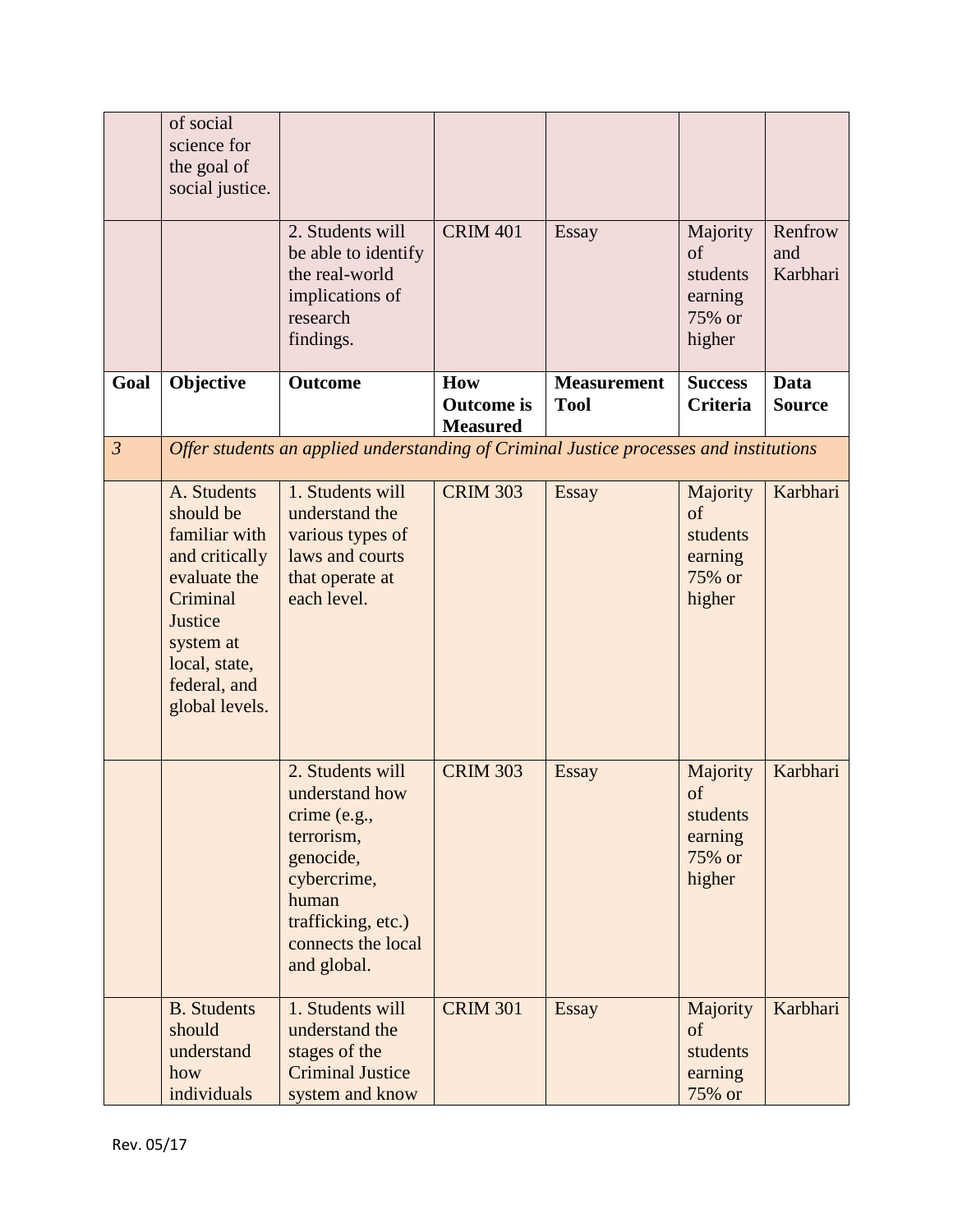|  | of social science for the goal of social justice. |  |  |  |  |  |
|---|---|---|---|---|---|---|
|  |  | 2. Students will be able to identify the real-world implications of research findings. | CRIM 401 | Essay | Majority of students earning 75% or higher | Renfrow and Karbhari |

| Goal | Objective | Outcome | How Outcome is Measured | Measurement Tool | Success Criteria | Data Source |
|---|---|---|---|---|---|---|
| *3* | *Offer students an applied understanding of Criminal Justice processes and institutions* |  |  |  |  |  |
|  | A. Students should be familiar with and critically evaluate the Criminal Justice system at local, state, federal, and global levels. | 1. Students will understand the various types of laws and courts that operate at each level. | CRIM 303 | Essay | Majority of students earning 75% or higher | Karbhari |
|  |  | 2. Students will understand how crime (e.g., terrorism, genocide, cybercrime, human trafficking, etc.) connects the local and global. | CRIM 303 | Essay | Majority of students earning 75% or higher | Karbhari |
|  | B. Students should understand how individuals | 1. Students will understand the stages of the Criminal Justice system and know | CRIM 301 | Essay | Majority of students earning 75% or | Karbhari |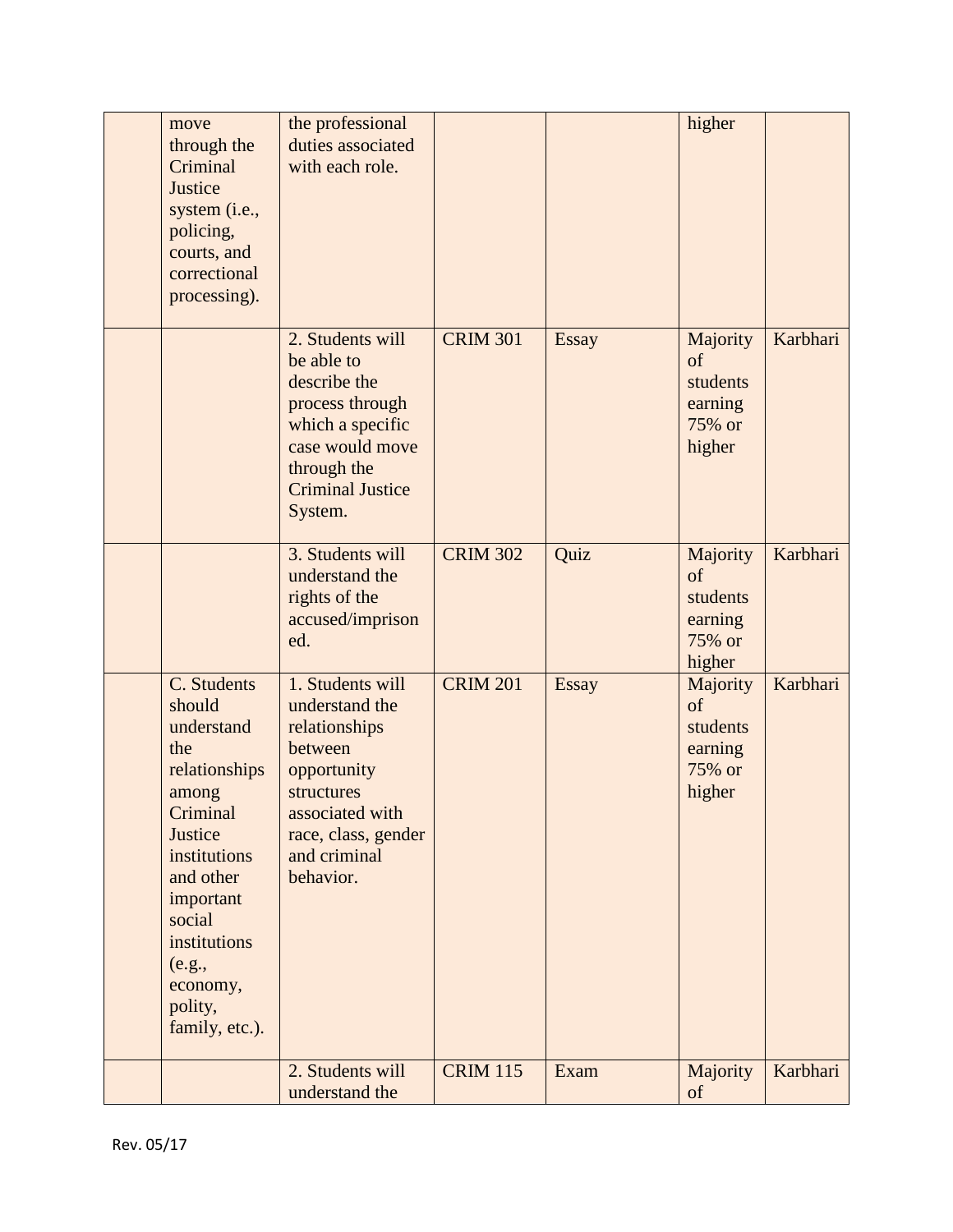| | | | | | | |
|---|---|---|---|---|---|---|
| | move through the Criminal Justice system (i.e., policing, courts, and correctional processing). | the professional duties associated with each role. | | | higher | |
| | | 2. Students will be able to describe the process through which a specific case would move through the Criminal Justice System. | CRIM 301 | Essay | Majority of students earning 75% or higher | Karbhari |
| | | 3. Students will understand the rights of the accused/imprisoned. | CRIM 302 | Quiz | Majority of students earning 75% or higher | Karbhari |
| | C. Students should understand the relationships among Criminal Justice institutions and other important social institutions (e.g., economy, polity, family, etc.). | 1. Students will understand the relationships between opportunity structures associated with race, class, gender and criminal behavior. | CRIM 201 | Essay | Majority of students earning 75% or higher | Karbhari |
| | | 2. Students will understand the | CRIM 115 | Exam | Majority of | Karbhari |

Rev. 05/17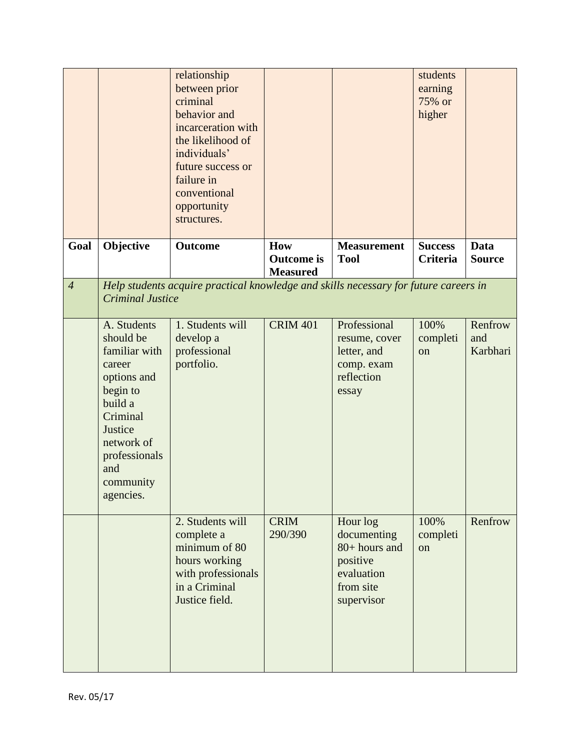|  |  | relationship between prior criminal behavior and incarceration with the likelihood of individuals' future success or failure in conventional opportunity structures. |  |  | students earning 75% or higher |  |
|---|---|---|---|---|---|---|
| **Goal** | **Objective** | **Outcome** | **How Outcome is Measured** | **Measurement Tool** | **Success Criteria** | **Data Source** |
| *4* | *Help students acquire practical knowledge and skills necessary for future careers in Criminal Justice* |  |  |  |  |  |
|  | A. Students should be familiar with career options and begin to build a Criminal Justice network of professionals and community agencies. | 1. Students will develop a professional portfolio. | CRIM 401 | Professional resume, cover letter, and comp. exam reflection essay | 100% completion | Renfrow and Karbhari |
|  |  | 2. Students will complete a minimum of 80 hours working with professionals in a Criminal Justice field. | CRIM 290/390 | Hour log documenting 80+ hours and positive evaluation from site supervisor | 100% completion | Renfrow |

Rev. 05/17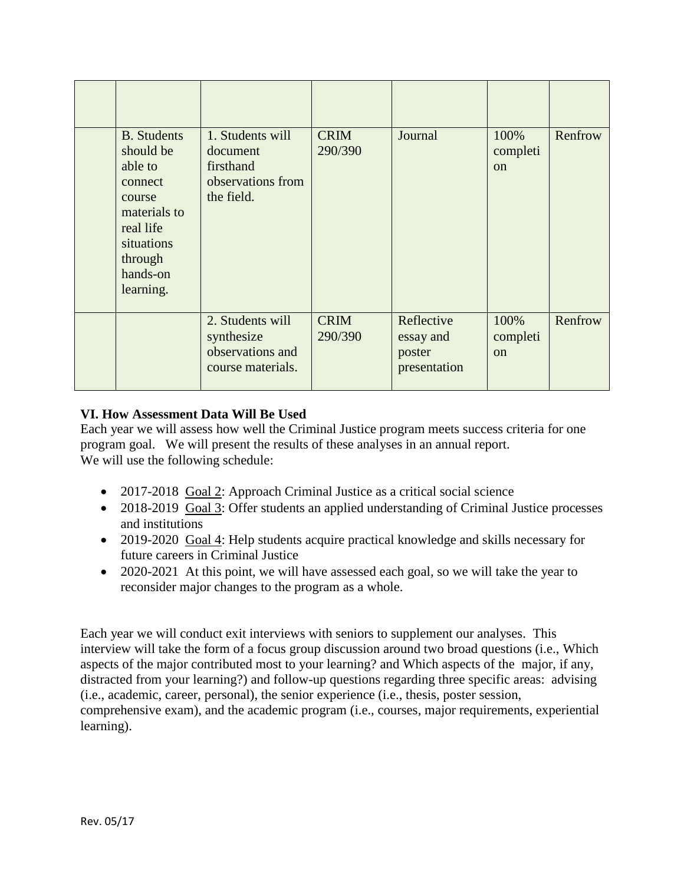| | | | | | | |
|---|---|---|---|---|---|---|
| | | | | | | |
| | B. Students should be able to connect course materials to real life situations through hands-on learning. | 1. Students will document firsthand observations from the field. | CRIM 290/390 | Journal | 100% completion | Renfrow |
| | | 2. Students will synthesize observations and course materials. | CRIM 290/390 | Reflective essay and poster presentation | 100% completion | Renfrow |

**VI. How Assessment Data Will Be Used**

Each year we will assess how well the Criminal Justice program meets success criteria for one program goal. We will present the results of these analyses in an annual report. We will use the following schedule:

- 2017-2018 Goal 2: Approach Criminal Justice as a critical social science
- 2018-2019 Goal 3: Offer students an applied understanding of Criminal Justice processes and institutions
- 2019-2020 Goal 4: Help students acquire practical knowledge and skills necessary for future careers in Criminal Justice
- 2020-2021 At this point, we will have assessed each goal, so we will take the year to reconsider major changes to the program as a whole.

Each year we will conduct exit interviews with seniors to supplement our analyses. This interview will take the form of a focus group discussion around two broad questions (i.e., Which aspects of the major contributed most to your learning? and Which aspects of the major, if any, distracted from your learning?) and follow-up questions regarding three specific areas: advising (i.e., academic, career, personal), the senior experience (i.e., thesis, poster session, comprehensive exam), and the academic program (i.e., courses, major requirements, experiential learning).

Rev. 05/17